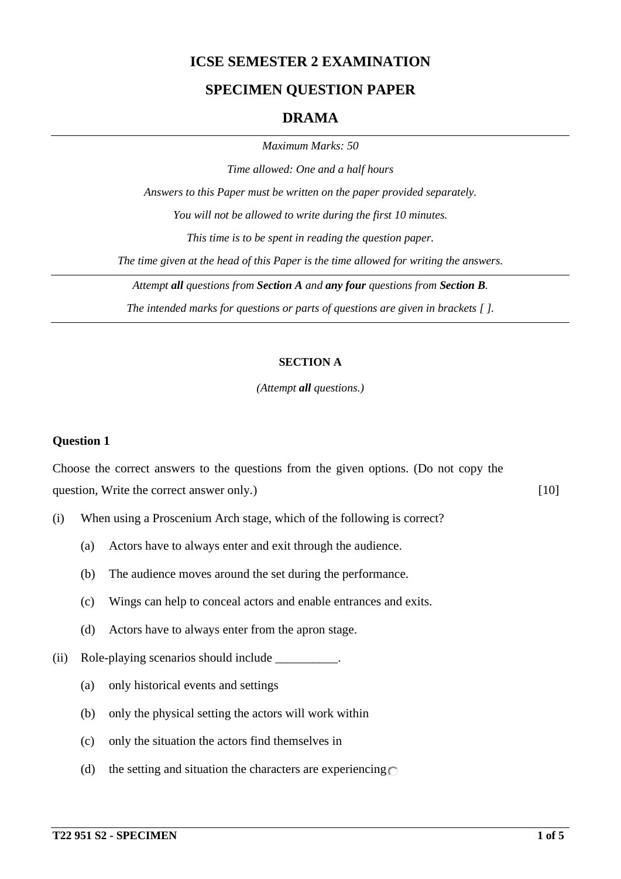# ICSE SEMESTER 2 EXAMINATION

## SPECIMEN QUESTION PAPER

## DRAMA

*Maximum Marks: 50*

*Time allowed: One and a half hours*

*Answers to this Paper must be written on the paper provided separately.*

*You will not be allowed to write during the first 10 minutes.*

*This time is to be spent in reading the question paper.*

*The time given at the head of this Paper is the time allowed for writing the answers.*

---

*Attempt **all** questions from **Section A** and **any four** questions from **Section B**.*

*The intended marks for questions or parts of questions are given in brackets [ ].*

---

### SECTION A

*(Attempt **all** questions.)*

**Question 1**

Choose the correct answers to the questions from the given options. (Do not copy the question, Write the correct answer only.) [10]

(i) When using a Proscenium Arch stage, which of the following is correct?

- (a) Actors have to always enter and exit through the audience.
- (b) The audience moves around the set during the performance.
- (c) Wings can help to conceal actors and enable entrances and exits.
- (d) Actors have to always enter from the apron stage.

(ii) Role-playing scenarios should include __________.

- (a) only historical events and settings
- (b) only the physical setting the actors will work within
- (c) only the situation the actors find themselves in
- (d) the setting and situation the characters are experiencing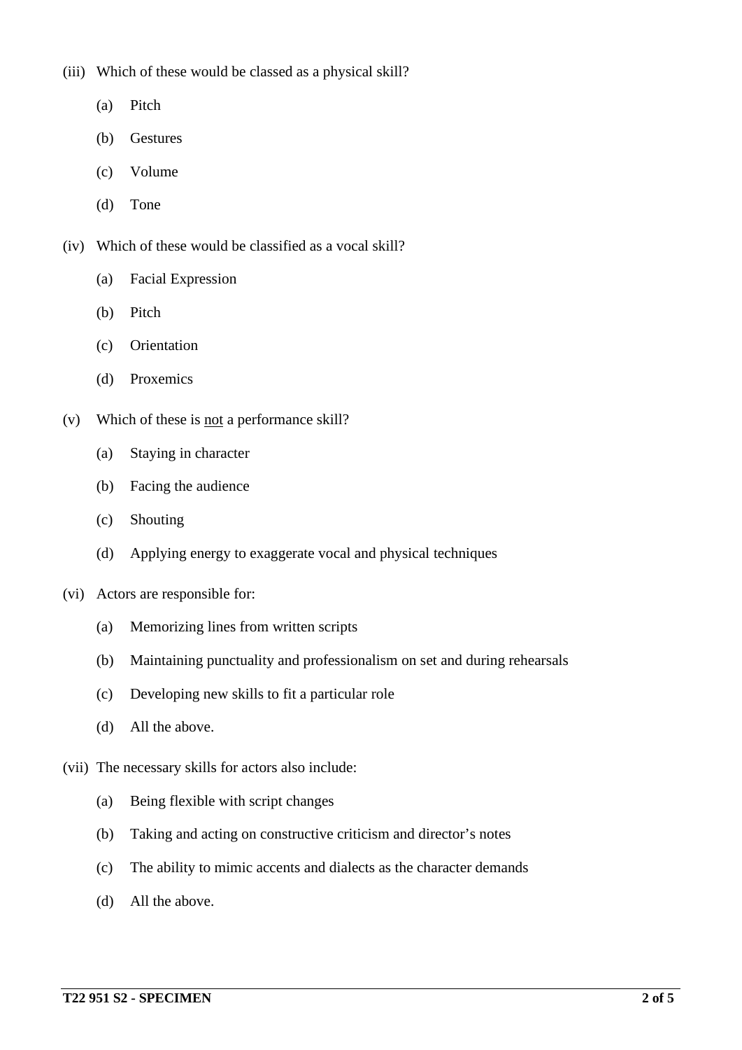(iii) Which of these would be classed as a physical skill?

(a) Pitch

(b) Gestures

(c) Volume

(d) Tone

(iv) Which of these would be classified as a vocal skill?

(a) Facial Expression

(b) Pitch

(c) Orientation

(d) Proxemics

(v) Which of these is <u>not</u> a performance skill?

(a) Staying in character

(b) Facing the audience

(c) Shouting

(d) Applying energy to exaggerate vocal and physical techniques

(vi) Actors are responsible for:

(a) Memorizing lines from written scripts

(b) Maintaining punctuality and professionalism on set and during rehearsals

(c) Developing new skills to fit a particular role

(d) All the above.

(vii) The necessary skills for actors also include:

(a) Being flexible with script changes

(b) Taking and acting on constructive criticism and director's notes

(c) The ability to mimic accents and dialects as the character demands

(d) All the above.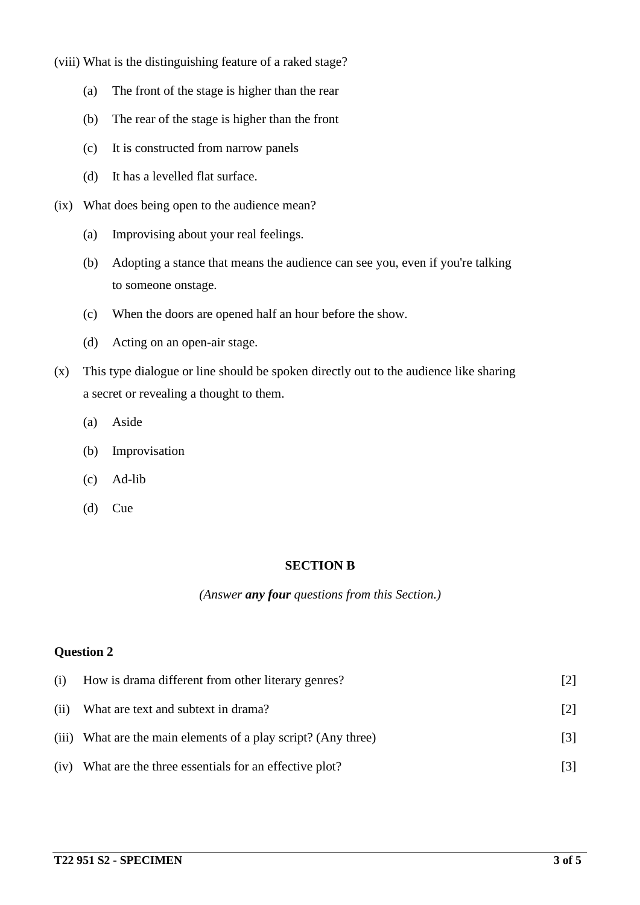(viii) What is the distinguishing feature of a raked stage?

(a) The front of the stage is higher than the rear

(b) The rear of the stage is higher than the front

(c) It is constructed from narrow panels

(d) It has a levelled flat surface.

(ix) What does being open to the audience mean?

(a) Improvising about your real feelings.

(b) Adopting a stance that means the audience can see you, even if you're talking to someone onstage.

(c) When the doors are opened half an hour before the show.

(d) Acting on an open-air stage.

(x) This type dialogue or line should be spoken directly out to the audience like sharing a secret or revealing a thought to them.

(a) Aside

(b) Improvisation

(c) Ad-lib

(d) Cue

## SECTION B

*(Answer* ***any four*** *questions from this Section.)*

### Question 2

(i) How is drama different from other literary genres? [2]

(ii) What are text and subtext in drama? [2]

(iii) What are the main elements of a play script? (Any three) [3]

(iv) What are the three essentials for an effective plot? [3]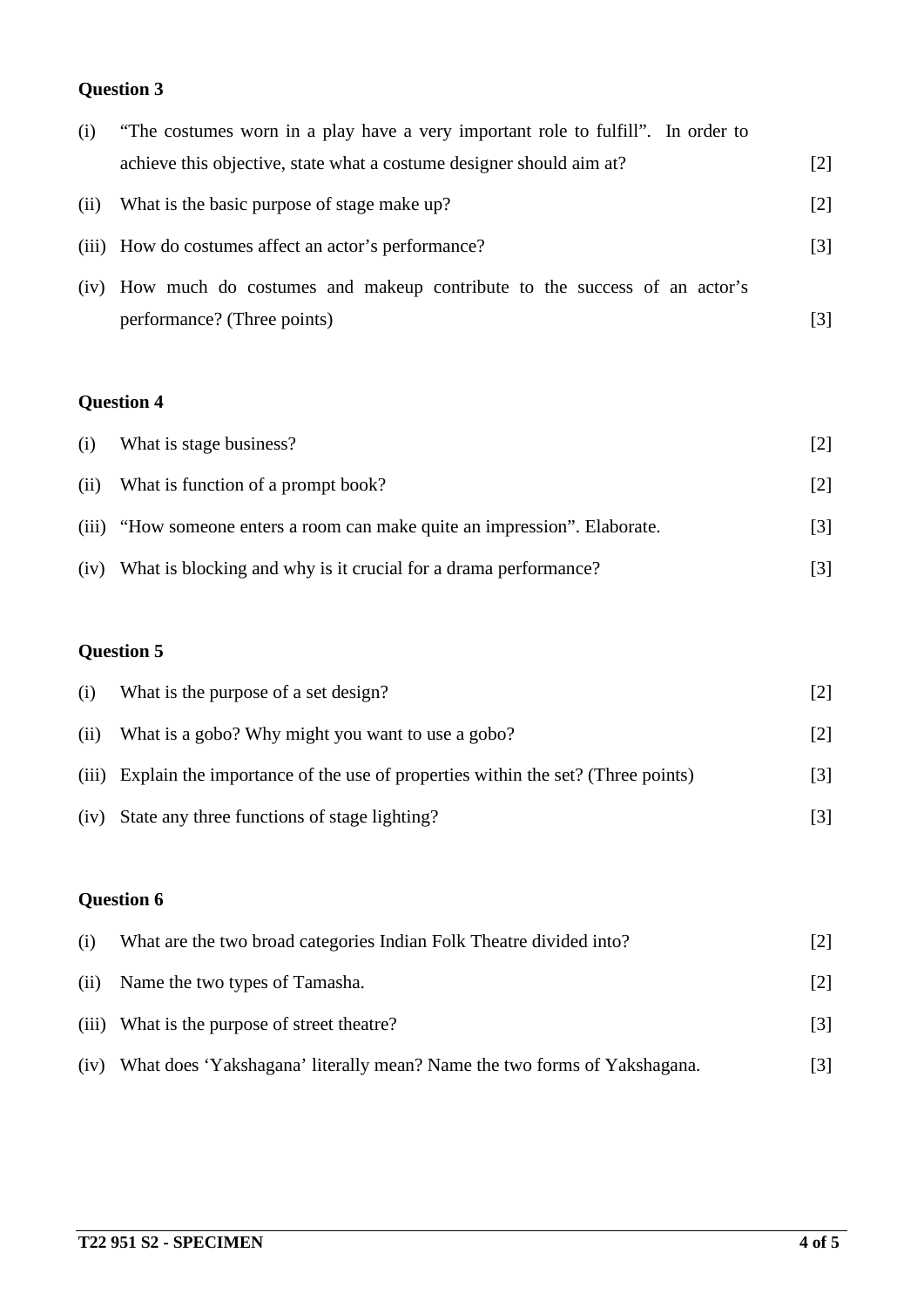**Question 3**

(i) "The costumes worn in a play have a very important role to fulfill". In order to achieve this objective, state what a costume designer should aim at? [2]

(ii) What is the basic purpose of stage make up? [2]

(iii) How do costumes affect an actor's performance? [3]

(iv) How much do costumes and makeup contribute to the success of an actor's performance? (Three points) [3]

**Question 4**

(i) What is stage business? [2]

(ii) What is function of a prompt book? [2]

(iii) "How someone enters a room can make quite an impression". Elaborate. [3]

(iv) What is blocking and why is it crucial for a drama performance? [3]

**Question 5**

(i) What is the purpose of a set design? [2]

(ii) What is a gobo? Why might you want to use a gobo? [2]

(iii) Explain the importance of the use of properties within the set? (Three points) [3]

(iv) State any three functions of stage lighting? [3]

**Question 6**

(i) What are the two broad categories Indian Folk Theatre divided into? [2]

(ii) Name the two types of Tamasha. [2]

(iii) What is the purpose of street theatre? [3]

(iv) What does 'Yakshagana' literally mean? Name the two forms of Yakshagana. [3]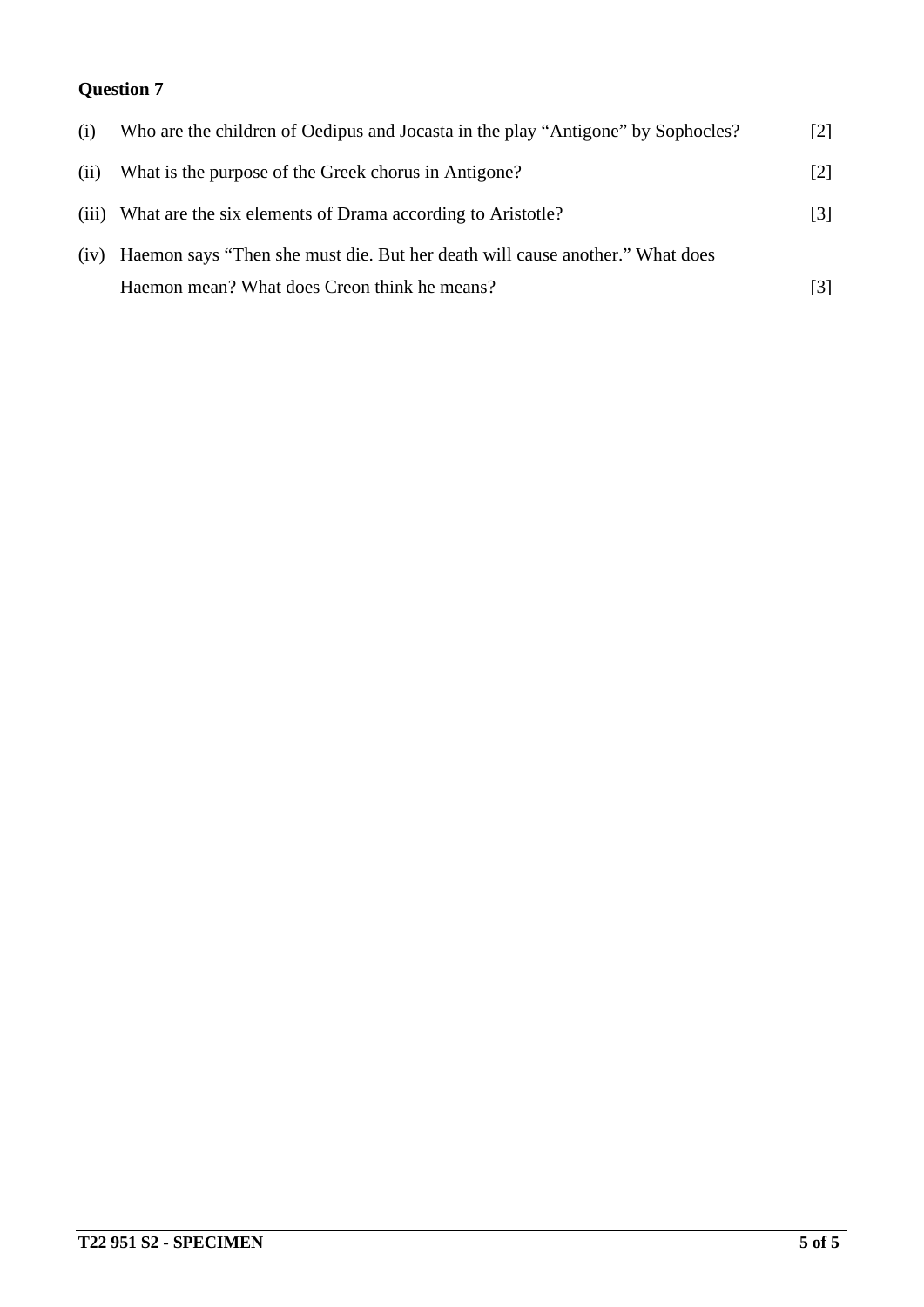**Question 7**

(i) Who are the children of Oedipus and Jocasta in the play "Antigone" by Sophocles? [2]

(ii) What is the purpose of the Greek chorus in Antigone? [2]

(iii) What are the six elements of Drama according to Aristotle? [3]

(iv) Haemon says "Then she must die. But her death will cause another." What does Haemon mean? What does Creon think he means? [3]